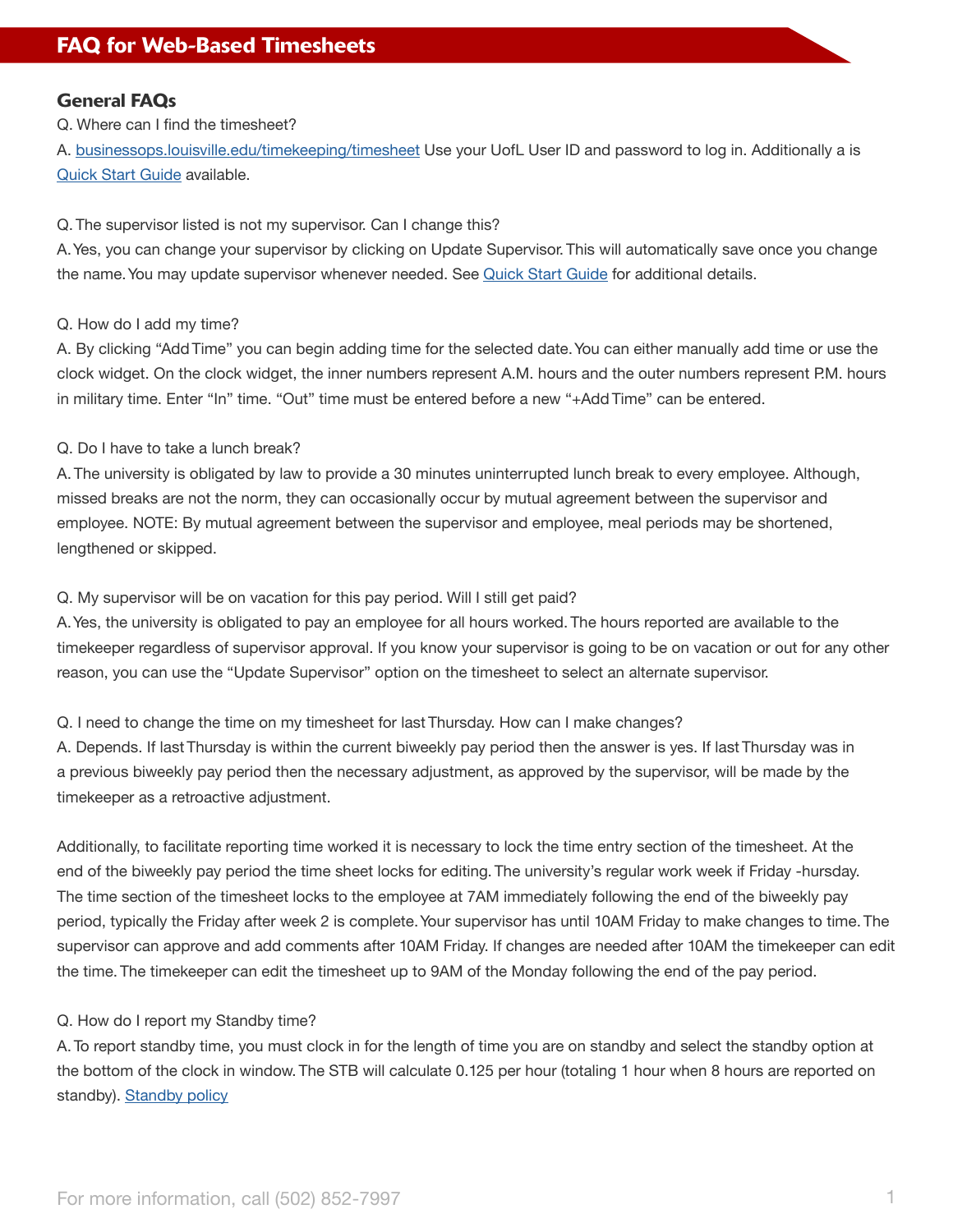# FAQ for Web-Based Timesheets

## General FAQs

Q. Where can I find the timesheet?

A. [businessops.louisville.edu/timekeeping/timesheet](businessops.louisville.edu/timekeeping/timesheet) Use your UofL User ID and password to log in. Additionally a is [Quick Start Guide]() available.

Q. The supervisor listed is not my supervisor. Can I change this?

A. Yes, you can change your supervisor by clicking on Update Supervisor. This will automatically save once you change the name. You may update supervisor whenever needed. See [Quick Start Guide]() for additional details.

Q. How do I add my time?

A. By clicking "Add Time" you can begin adding time for the selected date. You can either manually add time or use the clock widget. On the clock widget, the inner numbers represent A.M. hours and the outer numbers represent P.M. hours in military time. Enter "In" time. "Out" time must be entered before a new "+Add Time" can be entered.

Q. Do I have to take a lunch break?

A. The university is obligated by law to provide a 30 minutes uninterrupted lunch break to every employee. Although, missed breaks are not the norm, they can occasionally occur by mutual agreement between the supervisor and employee. NOTE: By mutual agreement between the supervisor and employee, meal periods may be shortened, lengthened or skipped.

Q. My supervisor will be on vacation for this pay period. Will I still get paid?

A. Yes, the university is obligated to pay an employee for all hours worked. The hours reported are available to the timekeeper regardless of supervisor approval. If you know your supervisor is going to be on vacation or out for any other reason, you can use the "Update Supervisor" option on the timesheet to select an alternate supervisor.

Q. I need to change the time on my timesheet for last Thursday. How can I make changes?

A. Depends. If last Thursday is within the current biweekly pay period then the answer is yes. If last Thursday was in a previous biweekly pay period then the necessary adjustment, as approved by the supervisor, will be made by the timekeeper as a retroactive adjustment.

Additionally, to facilitate reporting time worked it is necessary to lock the time entry section of the timesheet. At the end of the biweekly pay period the time sheet locks for editing. The university's regular work week if Friday -hursday. The time section of the timesheet locks to the employee at 7AM immediately following the end of the biweekly pay period, typically the Friday after week 2 is complete. Your supervisor has until 10AM Friday to make changes to time. The supervisor can approve and add comments after 10AM Friday. If changes are needed after 10AM the timekeeper can edit the time. The timekeeper can edit the timesheet up to 9AM of the Monday following the end of the pay period.

Q. How do I report my Standby time?

A. To report standby time, you must clock in for the length of time you are on standby and select the standby option at the bottom of the clock in window. The STB will calculate 0.125 per hour (totaling 1 hour when 8 hours are reported on standby). [Standby policy]()

For more information, call (502) 852-7997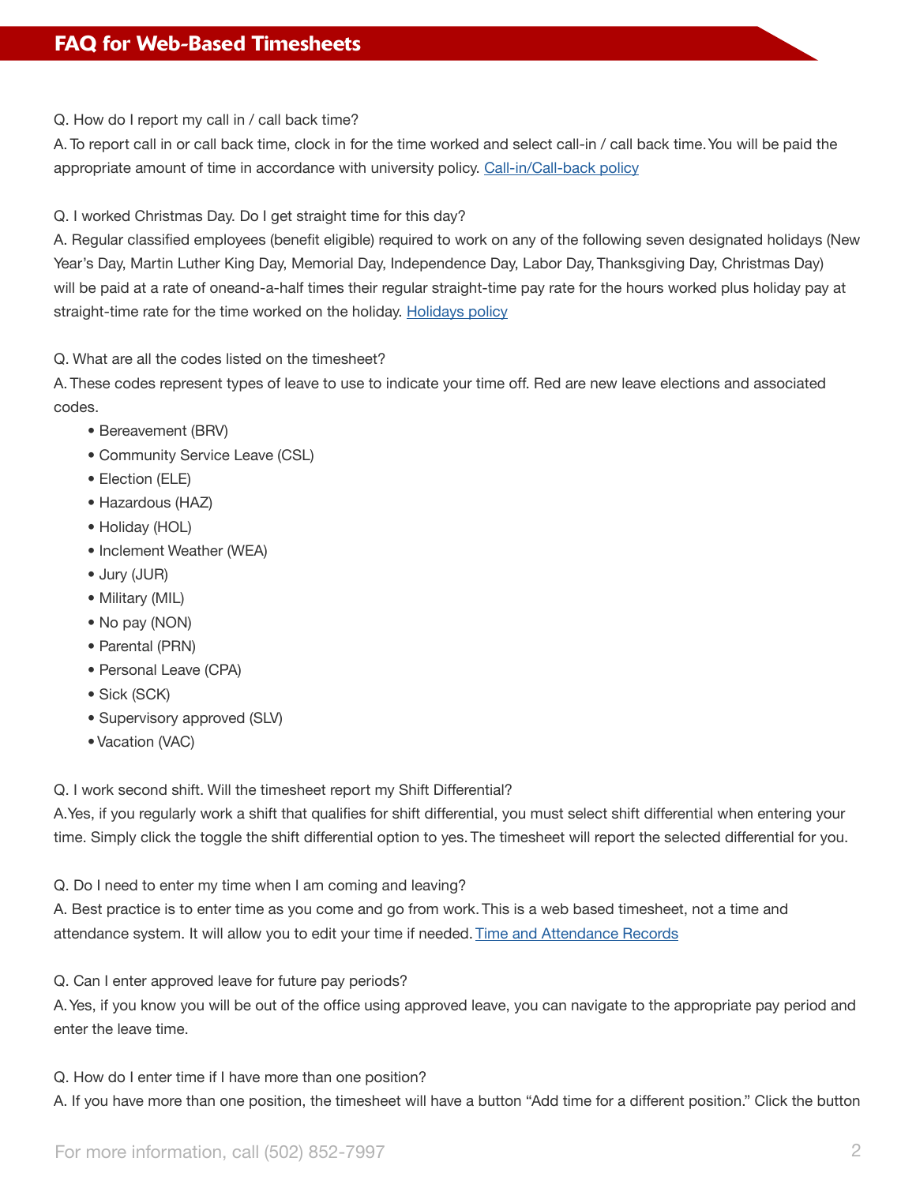# FAQ for Web-Based Timesheets

Q. How do I report my call in / call back time?

A. To report call in or call back time, clock in for the time worked and select call-in / call back time. You will be paid the appropriate amount of time in accordance with university policy. [Call-in/Call-back policy]

Q. I worked Christmas Day. Do I get straight time for this day?

A. Regular classified employees (benefit eligible) required to work on any of the following seven designated holidays (New Year's Day, Martin Luther King Day, Memorial Day, Independence Day, Labor Day, Thanksgiving Day, Christmas Day) will be paid at a rate of oneand-a-half times their regular straight-time pay rate for the hours worked plus holiday pay at straight-time rate for the time worked on the holiday. [Holidays policy]

Q. What are all the codes listed on the timesheet?

A. These codes represent types of leave to use to indicate your time off. Red are new leave elections and associated codes.

- Bereavement (BRV)
- Community Service Leave (CSL)
- Election (ELE)
- Hazardous (HAZ)
- Holiday (HOL)
- Inclement Weather (WEA)
- Jury (JUR)
- Military (MIL)
- No pay (NON)
- Parental (PRN)
- Personal Leave (CPA)
- Sick (SCK)
- Supervisory approved (SLV)
- Vacation (VAC)

Q. I work second shift. Will the timesheet report my Shift Differential?

A. Yes, if you regularly work a shift that qualifies for shift differential, you must select shift differential when entering your time. Simply click the toggle the shift differential option to yes. The timesheet will report the selected differential for you.

Q. Do I need to enter my time when I am coming and leaving?

A. Best practice is to enter time as you come and go from work. This is a web based timesheet, not a time and attendance system. It will allow you to edit your time if needed. [Time and Attendance Records]

Q. Can I enter approved leave for future pay periods?

A. Yes, if you know you will be out of the office using approved leave, you can navigate to the appropriate pay period and enter the leave time.

Q. How do I enter time if I have more than one position?

A. If you have more than one position, the timesheet will have a button "Add time for a different position." Click the button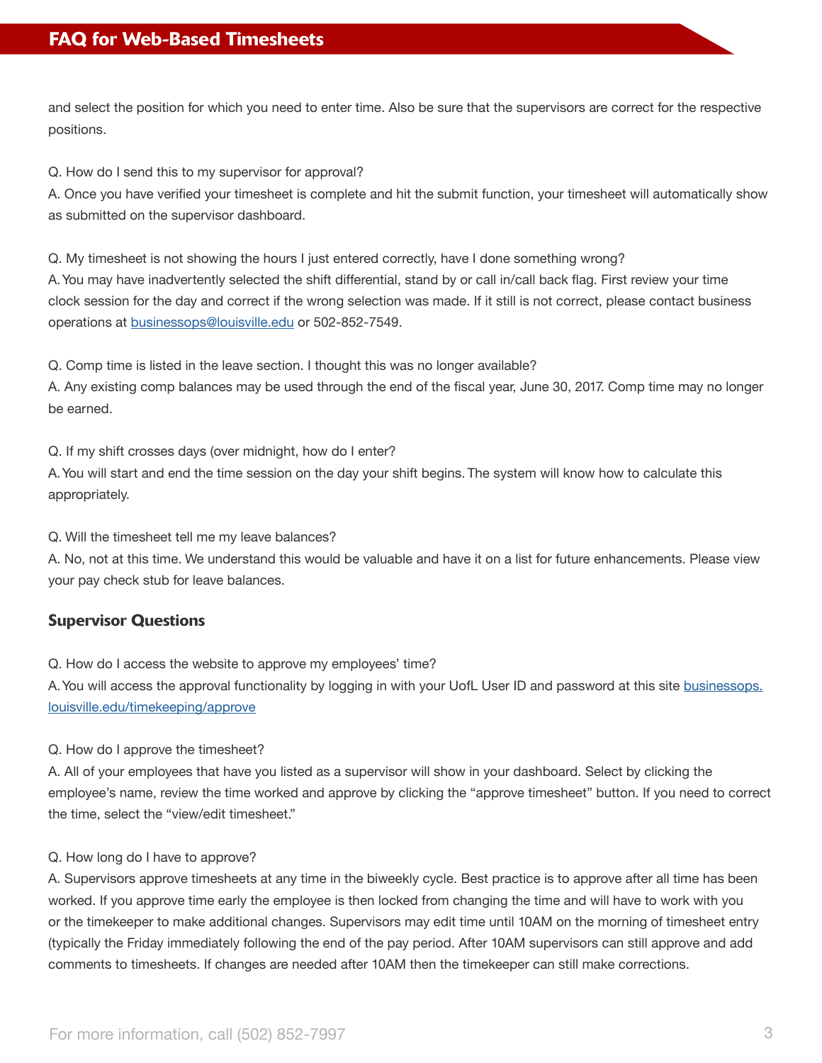and select the position for which you need to enter time. Also be sure that the supervisors are correct for the respective positions.

Q. How do I send this to my supervisor for approval?
A. Once you have verified your timesheet is complete and hit the submit function, your timesheet will automatically show as submitted on the supervisor dashboard.

Q. My timesheet is not showing the hours I just entered correctly, have I done something wrong?
A. You may have inadvertently selected the shift differential, stand by or call in/call back flag. First review your time clock session for the day and correct if the wrong selection was made. If it still is not correct, please contact business operations at [businessops@louisville.edu](mailto:businessops@louisville.edu) or 502-852-7549.

Q. Comp time is listed in the leave section. I thought this was no longer available?
A. Any existing comp balances may be used through the end of the fiscal year, June 30, 2017. Comp time may no longer be earned.

Q. If my shift crosses days (over midnight, how do I enter?
A. You will start and end the time session on the day your shift begins. The system will know how to calculate this appropriately.

Q. Will the timesheet tell me my leave balances?
A. No, not at this time. We understand this would be valuable and have it on a list for future enhancements. Please view your pay check stub for leave balances.

### Supervisor Questions

Q. How do I access the website to approve my employees' time?
A. You will access the approval functionality by logging in with your UofL User ID and password at this site [businessops.louisville.edu/timekeeping/approve](http://businessops.louisville.edu/timekeeping/approve)

Q. How do I approve the timesheet?
A. All of your employees that have you listed as a supervisor will show in your dashboard. Select by clicking the employee's name, review the time worked and approve by clicking the "approve timesheet" button. If you need to correct the time, select the "view/edit timesheet."

Q. How long do I have to approve?
A. Supervisors approve timesheets at any time in the biweekly cycle. Best practice is to approve after all time has been worked. If you approve time early the employee is then locked from changing the time and will have to work with you or the timekeeper to make additional changes. Supervisors may edit time until 10AM on the morning of timesheet entry (typically the Friday immediately following the end of the pay period. After 10AM supervisors can still approve and add comments to timesheets. If changes are needed after 10AM then the timekeeper can still make corrections.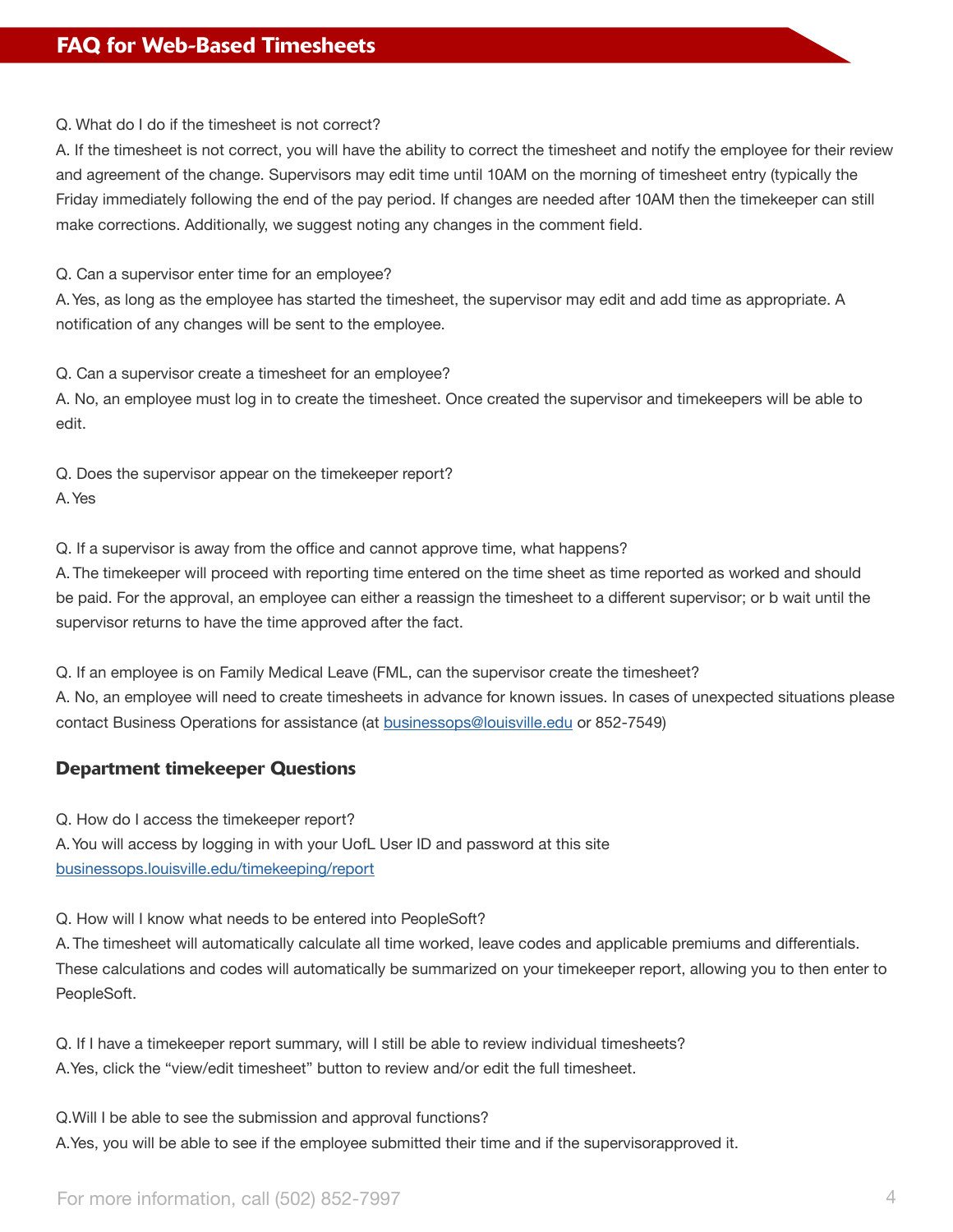Q. What do I do if the timesheet is not correct?

A. If the timesheet is not correct, you will have the ability to correct the timesheet and notify the employee for their review and agreement of the change. Supervisors may edit time until 10AM on the morning of timesheet entry (typically the Friday immediately following the end of the pay period. If changes are needed after 10AM then the timekeeper can still make corrections. Additionally, we suggest noting any changes in the comment field.

Q. Can a supervisor enter time for an employee?

A. Yes, as long as the employee has started the timesheet, the supervisor may edit and add time as appropriate. A notification of any changes will be sent to the employee.

Q. Can a supervisor create a timesheet for an employee?

A. No, an employee must log in to create the timesheet. Once created the supervisor and timekeepers will be able to edit.

Q. Does the supervisor appear on the timekeeper report?

A. Yes

Q. If a supervisor is away from the office and cannot approve time, what happens?

A. The timekeeper will proceed with reporting time entered on the time sheet as time reported as worked and should be paid. For the approval, an employee can either a reassign the timesheet to a different supervisor; or b wait until the supervisor returns to have the time approved after the fact.

Q. If an employee is on Family Medical Leave (FML, can the supervisor create the timesheet?

A. No, an employee will need to create timesheets in advance for known issues. In cases of unexpected situations please contact Business Operations for assistance (at businessops@louisville.edu or 852-7549)

## Department timekeeper Questions

Q. How do I access the timekeeper report?

A. You will access by logging in with your UofL User ID and password at this site businessops.louisville.edu/timekeeping/report

Q. How will I know what needs to be entered into PeopleSoft?

A. The timesheet will automatically calculate all time worked, leave codes and applicable premiums and differentials. These calculations and codes will automatically be summarized on your timekeeper report, allowing you to then enter to PeopleSoft.

Q. If I have a timekeeper report summary, will I still be able to review individual timesheets?

A. Yes, click the "view/edit timesheet" button to review and/or edit the full timesheet.

Q. Will I be able to see the submission and approval functions?

A. Yes, you will be able to see if the employee submitted their time and if the supervisorapproved it.

For more information, call (502) 852-7997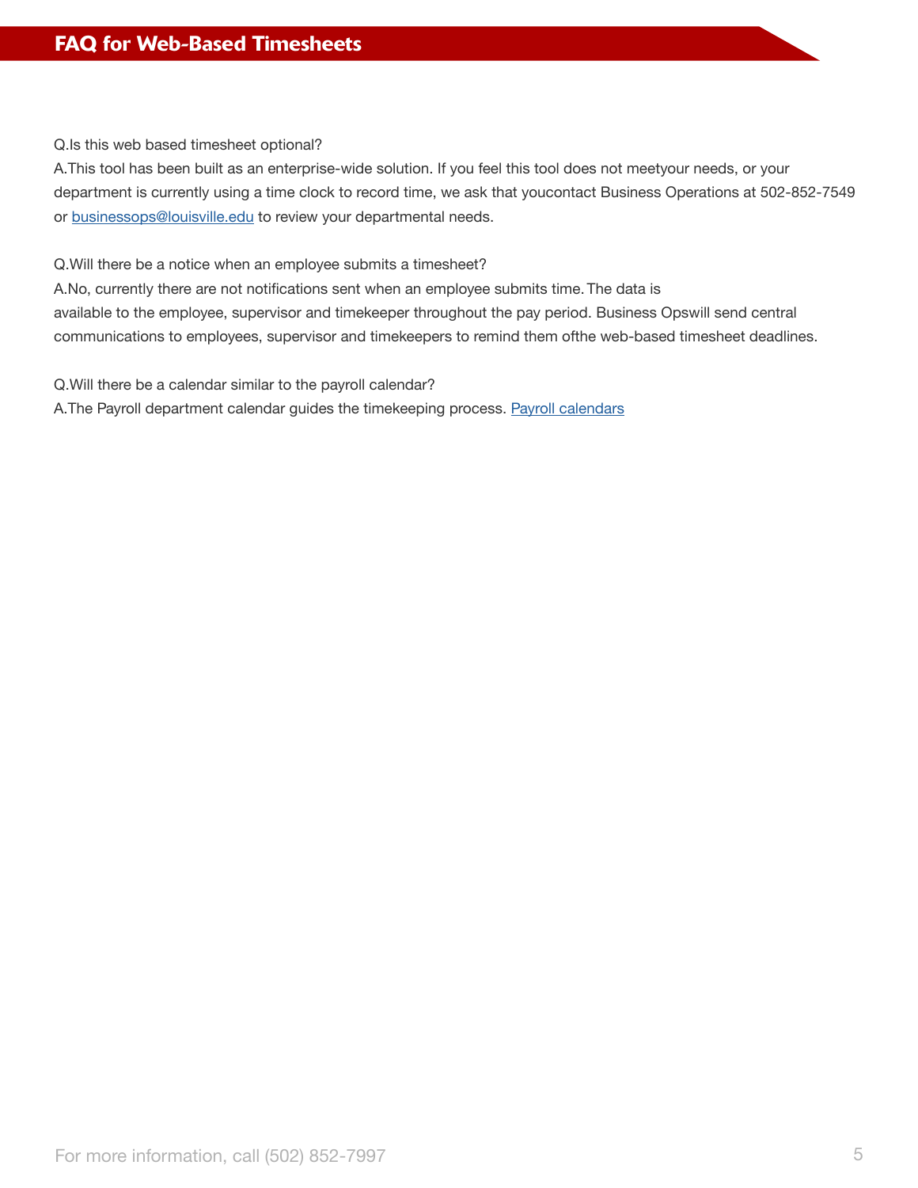Q.Is this web based timesheet optional?

A.This tool has been built as an enterprise-wide solution. If you feel this tool does not meetyour needs, or your department is currently using a time clock to record time, we ask that youcontact Business Operations at 502-852-7549 or businessops@louisville.edu to review your departmental needs.

Q.Will there be a notice when an employee submits a timesheet?

A.No, currently there are not notifications sent when an employee submits time. The data is available to the employee, supervisor and timekeeper throughout the pay period. Business Opswill send central communications to employees, supervisor and timekeepers to remind them ofthe web-based timesheet deadlines.

Q.Will there be a calendar similar to the payroll calendar?

A.The Payroll department calendar guides the timekeeping process. Payroll calendars